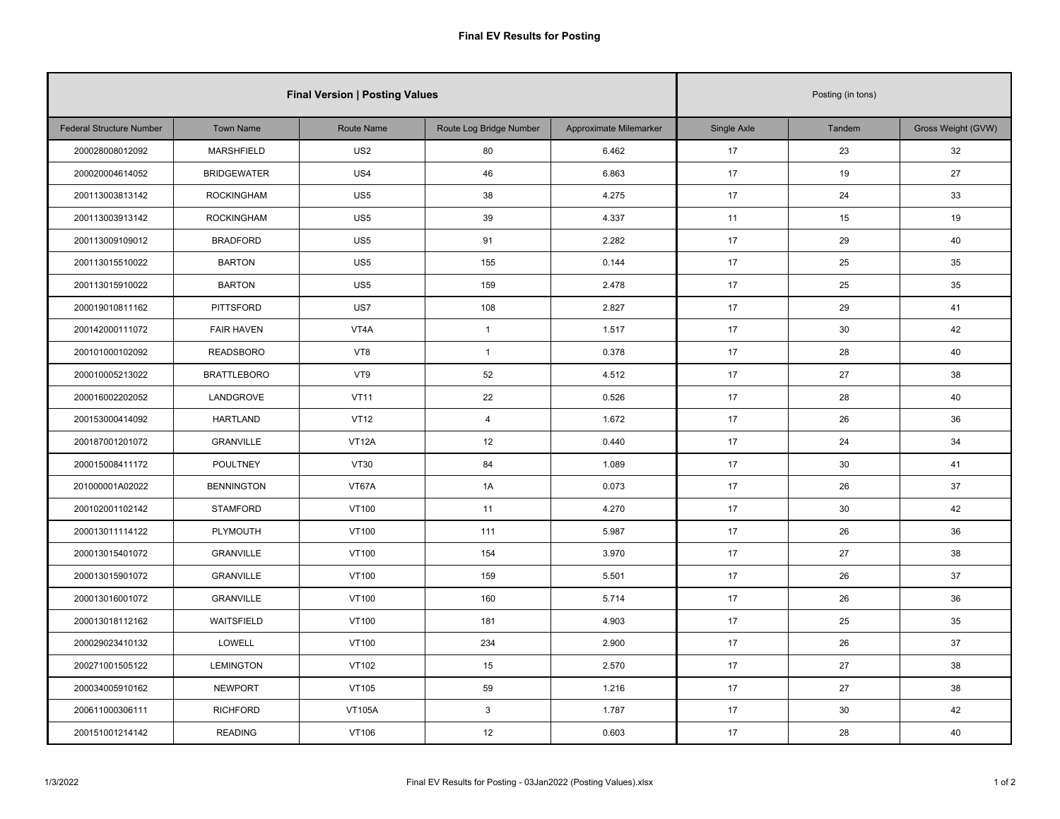# Final EV Results for Posting

| Final Version \| Posting Values | | | | | Posting (in tons) | | |
|---|---|---|---|---|---|---|---|
| Federal Structure Number | Town Name | Route Name | Route Log Bridge Number | Approximate Milemarker | Single Axle | Tandem | Gross Weight (GVW) |
| 200028008012092 | MARSHFIELD | US2 | 80 | 6.462 | 17 | 23 | 32 |
| 200020004614052 | BRIDGEWATER | US4 | 46 | 6.863 | 17 | 19 | 27 |
| 200113003813142 | ROCKINGHAM | US5 | 38 | 4.275 | 17 | 24 | 33 |
| 200113003913142 | ROCKINGHAM | US5 | 39 | 4.337 | 11 | 15 | 19 |
| 200113009109012 | BRADFORD | US5 | 91 | 2.282 | 17 | 29 | 40 |
| 200113015510022 | BARTON | US5 | 155 | 0.144 | 17 | 25 | 35 |
| 200113015910022 | BARTON | US5 | 159 | 2.478 | 17 | 25 | 35 |
| 200019010811162 | PITTSFORD | US7 | 108 | 2.827 | 17 | 29 | 41 |
| 200142000111072 | FAIR HAVEN | VT4A | 1 | 1.517 | 17 | 30 | 42 |
| 200101000102092 | READSBORO | VT8 | 1 | 0.378 | 17 | 28 | 40 |
| 200010005213022 | BRATTLEBORO | VT9 | 52 | 4.512 | 17 | 27 | 38 |
| 200016002202052 | LANDGROVE | VT11 | 22 | 0.526 | 17 | 28 | 40 |
| 200153000414092 | HARTLAND | VT12 | 4 | 1.672 | 17 | 26 | 36 |
| 200187001201072 | GRANVILLE | VT12A | 12 | 0.440 | 17 | 24 | 34 |
| 200015008411172 | POULTNEY | VT30 | 84 | 1.089 | 17 | 30 | 41 |
| 201000001A02022 | BENNINGTON | VT67A | 1A | 0.073 | 17 | 26 | 37 |
| 200102001102142 | STAMFORD | VT100 | 11 | 4.270 | 17 | 30 | 42 |
| 200013011114122 | PLYMOUTH | VT100 | 111 | 5.987 | 17 | 26 | 36 |
| 200013015401072 | GRANVILLE | VT100 | 154 | 3.970 | 17 | 27 | 38 |
| 200013015901072 | GRANVILLE | VT100 | 159 | 5.501 | 17 | 26 | 37 |
| 200013016001072 | GRANVILLE | VT100 | 160 | 5.714 | 17 | 26 | 36 |
| 200013018112162 | WAITSFIELD | VT100 | 181 | 4.903 | 17 | 25 | 35 |
| 200029023410132 | LOWELL | VT100 | 234 | 2.900 | 17 | 26 | 37 |
| 200271001505122 | LEMINGTON | VT102 | 15 | 2.570 | 17 | 27 | 38 |
| 200034005910162 | NEWPORT | VT105 | 59 | 1.216 | 17 | 27 | 38 |
| 200611000306111 | RICHFORD | VT105A | 3 | 1.787 | 17 | 30 | 42 |
| 200151001214142 | READING | VT106 | 12 | 0.603 | 17 | 28 | 40 |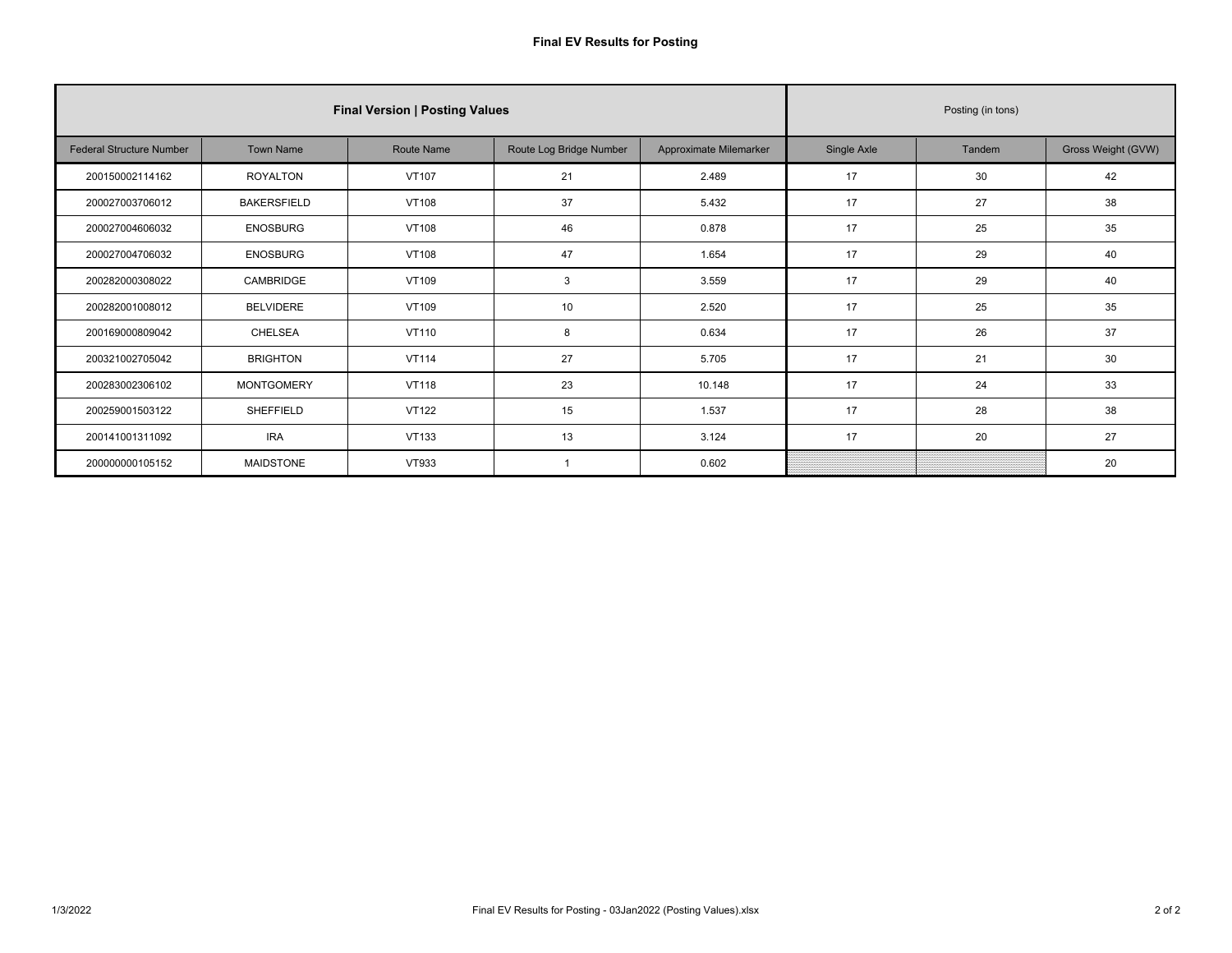**Final EV Results for Posting**

| Final Version \| Posting Values | | | | | Posting (in tons) | | |
|---|---|---|---|---|---|---|---|
| Federal Structure Number | Town Name | Route Name | Route Log Bridge Number | Approximate Milemarker | Single Axle | Tandem | Gross Weight (GVW) |
| 200150002114162 | ROYALTON | VT107 | 21 | 2.489 | 17 | 30 | 42 |
| 200027003706012 | BAKERSFIELD | VT108 | 37 | 5.432 | 17 | 27 | 38 |
| 200027004606032 | ENOSBURG | VT108 | 46 | 0.878 | 17 | 25 | 35 |
| 200027004706032 | ENOSBURG | VT108 | 47 | 1.654 | 17 | 29 | 40 |
| 200282000308022 | CAMBRIDGE | VT109 | 3 | 3.559 | 17 | 29 | 40 |
| 200282001008012 | BELVIDERE | VT109 | 10 | 2.520 | 17 | 25 | 35 |
| 200169000809042 | CHELSEA | VT110 | 8 | 0.634 | 17 | 26 | 37 |
| 200321002705042 | BRIGHTON | VT114 | 27 | 5.705 | 17 | 21 | 30 |
| 200283002306102 | MONTGOMERY | VT118 | 23 | 10.148 | 17 | 24 | 33 |
| 200259001503122 | SHEFFIELD | VT122 | 15 | 1.537 | 17 | 28 | 38 |
| 200141001311092 | IRA | VT133 | 13 | 3.124 | 17 | 20 | 27 |
| 200000000105152 | MAIDSTONE | VT933 | 1 | 0.602 | | | 20 |

1/3/2022 Final EV Results for Posting - 03Jan2022 (Posting Values).xlsx